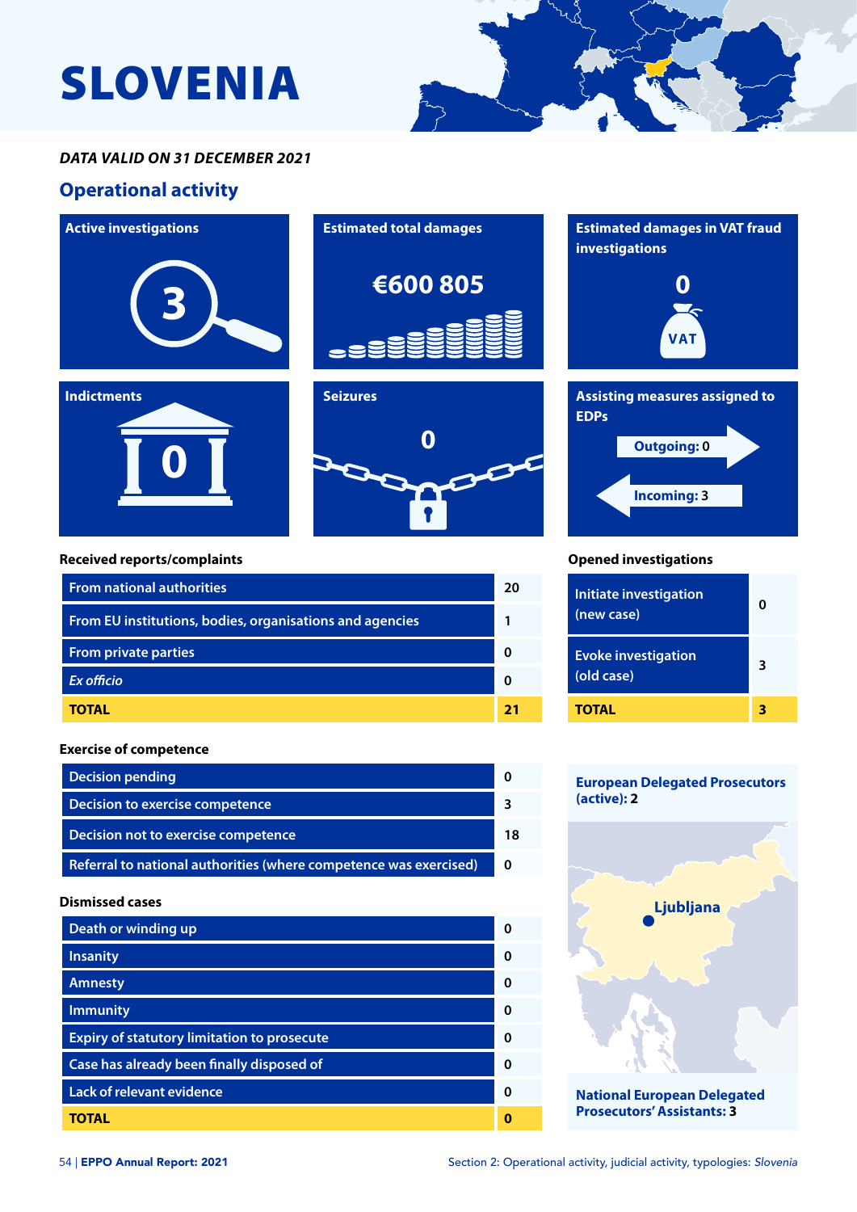# SLOVENIA

***DATA VALID ON 31 DECEMBER 2021***

## Operational activity

**Active investigations**

3

**Estimated total damages**

€600 805

**Estimated damages in VAT fraud investigations**

0

**Indictments**

0

**Seizures**

0

**Assisting measures assigned to EDPs**

Outgoing: 0

Incoming: 3

**Received reports/complaints**

| | |
|---|---|
| From national authorities | 20 |
| From EU institutions, bodies, organisations and agencies | 1 |
| From private parties | 0 |
| *Ex officio* | 0 |
| **TOTAL** | **21** |

**Opened investigations**

| | |
|---|---|
| Initiate investigation (new case) | 0 |
| Evoke investigation (old case) | 3 |
| **TOTAL** | **3** |

**Exercise of competence**

| | |
|---|---|
| Decision pending | 0 |
| Decision to exercise competence | 3 |
| Decision not to exercise competence | 18 |
| Referral to national authorities (where competence was exercised) | 0 |

**Dismissed cases**

| | |
|---|---|
| Death or winding up | 0 |
| Insanity | 0 |
| Amnesty | 0 |
| Immunity | 0 |
| Expiry of statutory limitation to prosecute | 0 |
| Case has already been finally disposed of | 0 |
| Lack of relevant evidence | 0 |
| **TOTAL** | **0** |

**European Delegated Prosecutors (active): 2**

Ljubljana

**National European Delegated Prosecutors' Assistants: 3**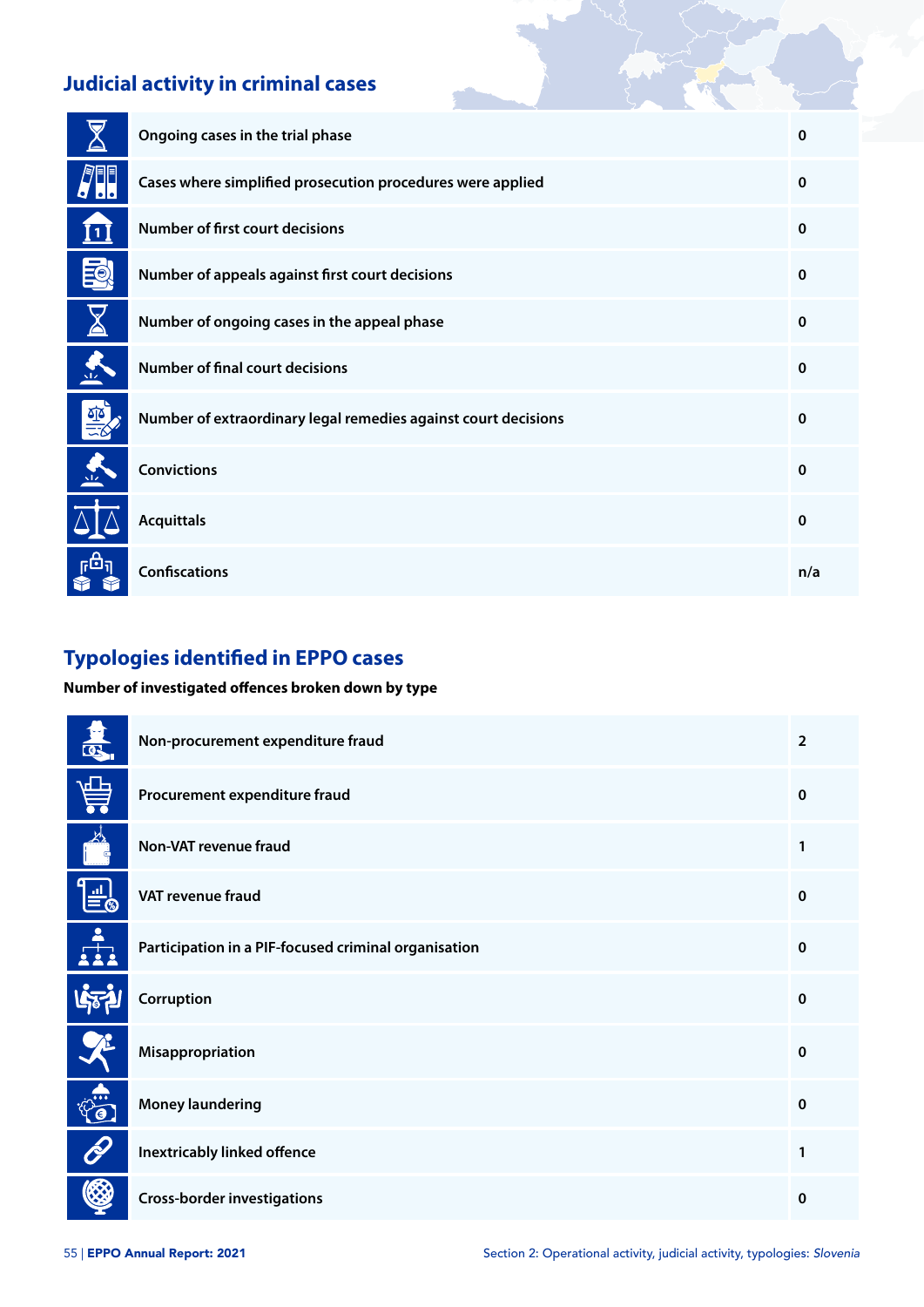## Judicial activity in criminal cases

| | |
|---|---|
| Ongoing cases in the trial phase | 0 |
| Cases where simplified prosecution procedures were applied | 0 |
| Number of first court decisions | 0 |
| Number of appeals against first court decisions | 0 |
| Number of ongoing cases in the appeal phase | 0 |
| Number of final court decisions | 0 |
| Number of extraordinary legal remedies against court decisions | 0 |
| Convictions | 0 |
| Acquittals | 0 |
| Confiscations | n/a |

## Typologies identified in EPPO cases

**Number of investigated offences broken down by type**

| | |
|---|---|
| Non-procurement expenditure fraud | 2 |
| Procurement expenditure fraud | 0 |
| Non-VAT revenue fraud | 1 |
| VAT revenue fraud | 0 |
| Participation in a PIF-focused criminal organisation | 0 |
| Corruption | 0 |
| Misappropriation | 0 |
| Money laundering | 0 |
| Inextricably linked offence | 1 |
| Cross-border investigations | 0 |